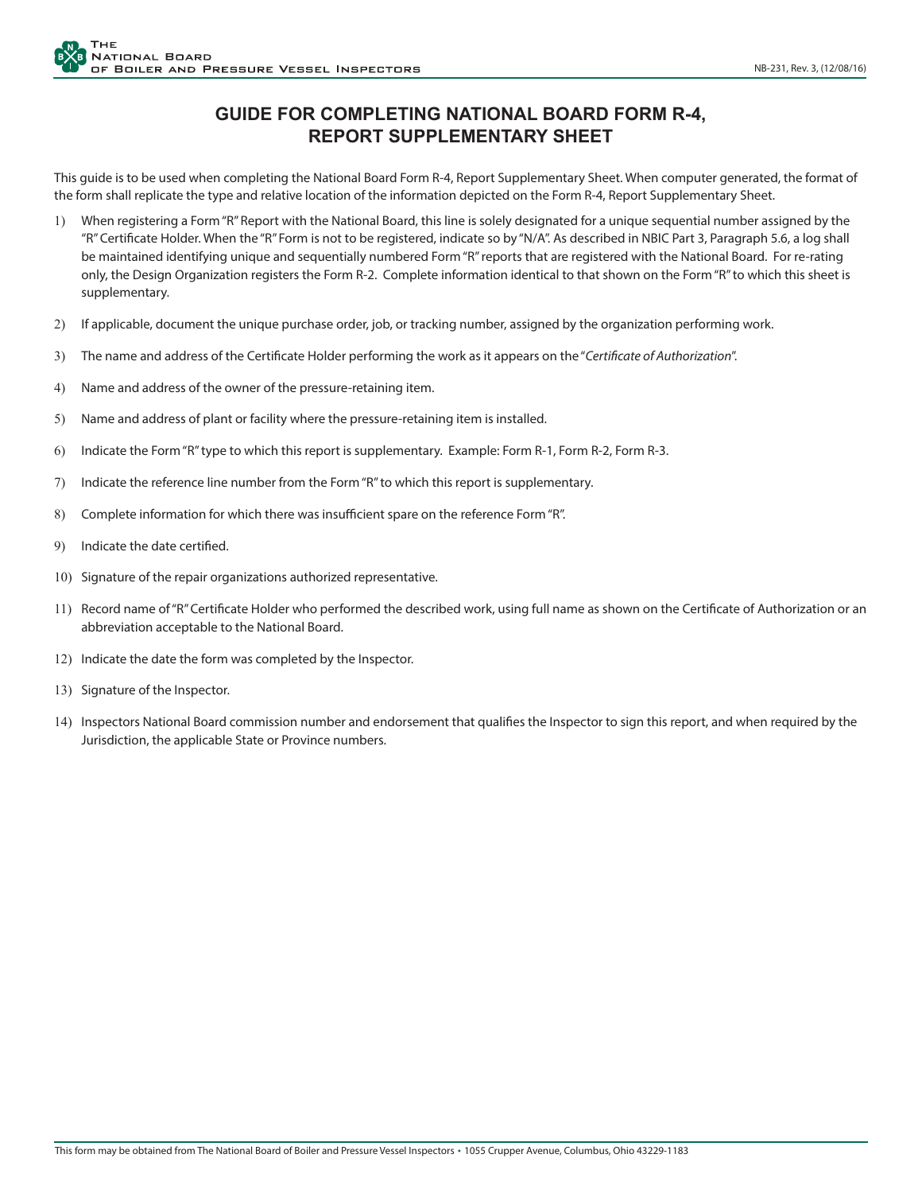# GUIDE FOR COMPLETING NATIONAL BOARD FORM R-4, REPORT SUPPLEMENTARY SHEET

This guide is to be used when completing the National Board Form R-4, Report Supplementary Sheet. When computer generated, the format of the form shall replicate the type and relative location of the information depicted on the Form R-4, Report Supplementary Sheet.

1) When registering a Form "R" Report with the National Board, this line is solely designated for a unique sequential number assigned by the "R" Certificate Holder. When the "R" Form is not to be registered, indicate so by "N/A". As described in NBIC Part 3, Paragraph 5.6, a log shall be maintained identifying unique and sequentially numbered Form "R" reports that are registered with the National Board. For re-rating only, the Design Organization registers the Form R-2. Complete information identical to that shown on the Form "R" to which this sheet is supplementary.
2) If applicable, document the unique purchase order, job, or tracking number, assigned by the organization performing work.
3) The name and address of the Certificate Holder performing the work as it appears on the "*Certificate of Authorization*".
4) Name and address of the owner of the pressure-retaining item.
5) Name and address of plant or facility where the pressure-retaining item is installed.
6) Indicate the Form "R" type to which this report is supplementary. Example: Form R-1, Form R-2, Form R-3.
7) Indicate the reference line number from the Form "R" to which this report is supplementary.
8) Complete information for which there was insufficient spare on the reference Form "R".
9) Indicate the date certified.
10) Signature of the repair organizations authorized representative.
11) Record name of "R" Certificate Holder who performed the described work, using full name as shown on the Certificate of Authorization or an abbreviation acceptable to the National Board.
12) Indicate the date the form was completed by the Inspector.
13) Signature of the Inspector.
14) Inspectors National Board commission number and endorsement that qualifies the Inspector to sign this report, and when required by the Jurisdiction, the applicable State or Province numbers.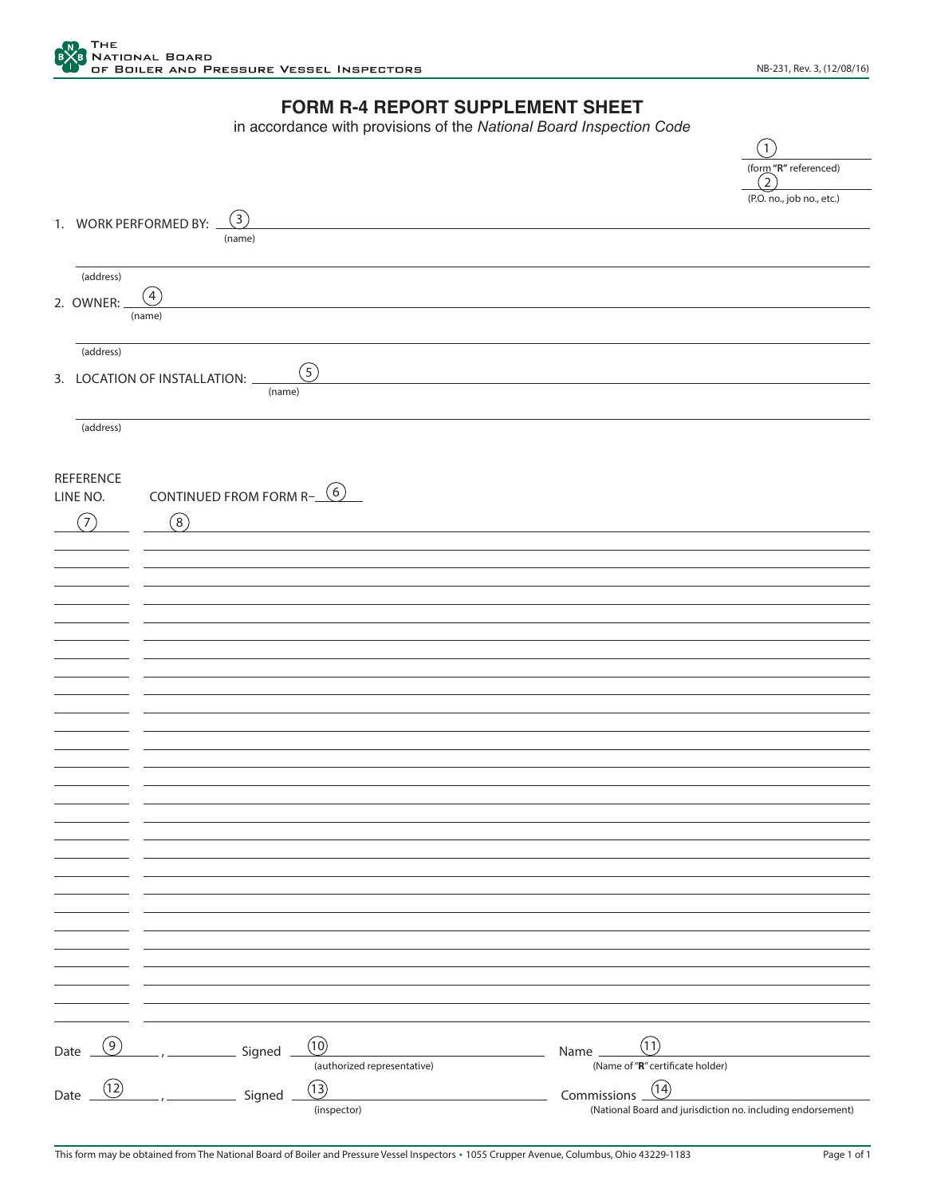# FORM R-4 REPORT SUPPLEMENT SHEET

in accordance with provisions of the *National Board Inspection Code*

(1) (form "**R**" referenced)

(2) (P.O. no., job no., etc.)

1. WORK PERFORMED BY: (3) (name)

(address)

2. OWNER: (4) (name)

(address)

3. LOCATION OF INSTALLATION: (5) (name)

(address)

REFERENCE LINE NO. CONTINUED FROM FORM R– (6)

(7) (8)

Date (9) , Signed (10) (authorized representative) Name (11) (Name of "**R**" certificate holder)

Date (12) , Signed (13) (inspector) Commissions (14) (National Board and jurisdiction no. including endorsement)

This form may be obtained from The National Board of Boiler and Pressure Vessel Inspectors • 1055 Crupper Avenue, Columbus, Ohio 43229-1183